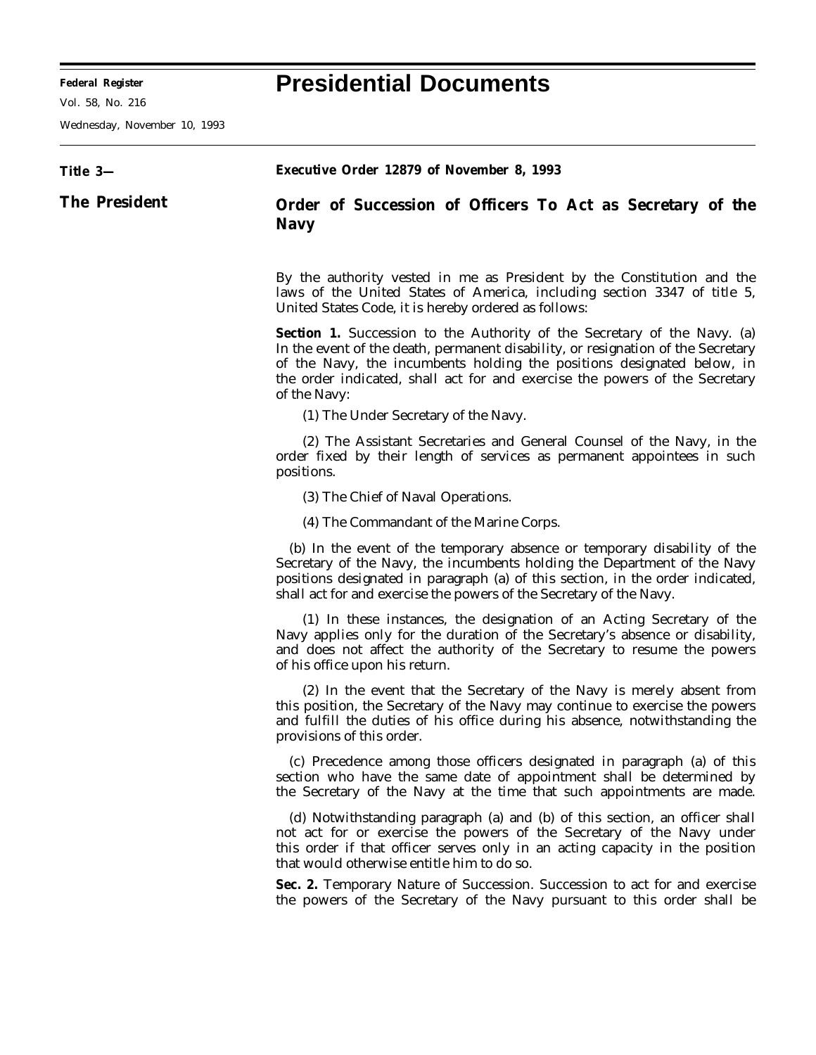# Presidential Documents

Title 3—

The President

**Executive Order 12879 of November 8, 1993**

## Order of Succession of Officers To Act as Secretary of the Navy

By the authority vested in me as President by the Constitution and the laws of the United States of America, including section 3347 of title 5, United States Code, it is hereby ordered as follows:

**Section 1.** *Succession to the Authority of the Secretary of the Navy.* (a) In the event of the death, permanent disability, or resignation of the Secretary of the Navy, the incumbents holding the positions designated below, in the order indicated, shall act for and exercise the powers of the Secretary of the Navy:

(1) The Under Secretary of the Navy.

(2) The Assistant Secretaries and General Counsel of the Navy, in the order fixed by their length of services as permanent appointees in such positions.

(3) The Chief of Naval Operations.

(4) The Commandant of the Marine Corps.

(b) In the event of the temporary absence or temporary disability of the Secretary of the Navy, the incumbents holding the Department of the Navy positions designated in paragraph (a) of this section, in the order indicated, shall act for and exercise the powers of the Secretary of the Navy.

(1) In these instances, the designation of an Acting Secretary of the Navy applies only for the duration of the Secretary's absence or disability, and does not affect the authority of the Secretary to resume the powers of his office upon his return.

(2) In the event that the Secretary of the Navy is merely absent from this position, the Secretary of the Navy may continue to exercise the powers and fulfill the duties of his office during his absence, notwithstanding the provisions of this order.

(c) Precedence among those officers designated in paragraph (a) of this section who have the same date of appointment shall be determined by the Secretary of the Navy at the time that such appointments are made.

(d) Notwithstanding paragraph (a) and (b) of this section, an officer shall not act for or exercise the powers of the Secretary of the Navy under this order if that officer serves only in an acting capacity in the position that would otherwise entitle him to do so.

**Sec. 2.** *Temporary Nature of Succession.* Succession to act for and exercise the powers of the Secretary of the Navy pursuant to this order shall be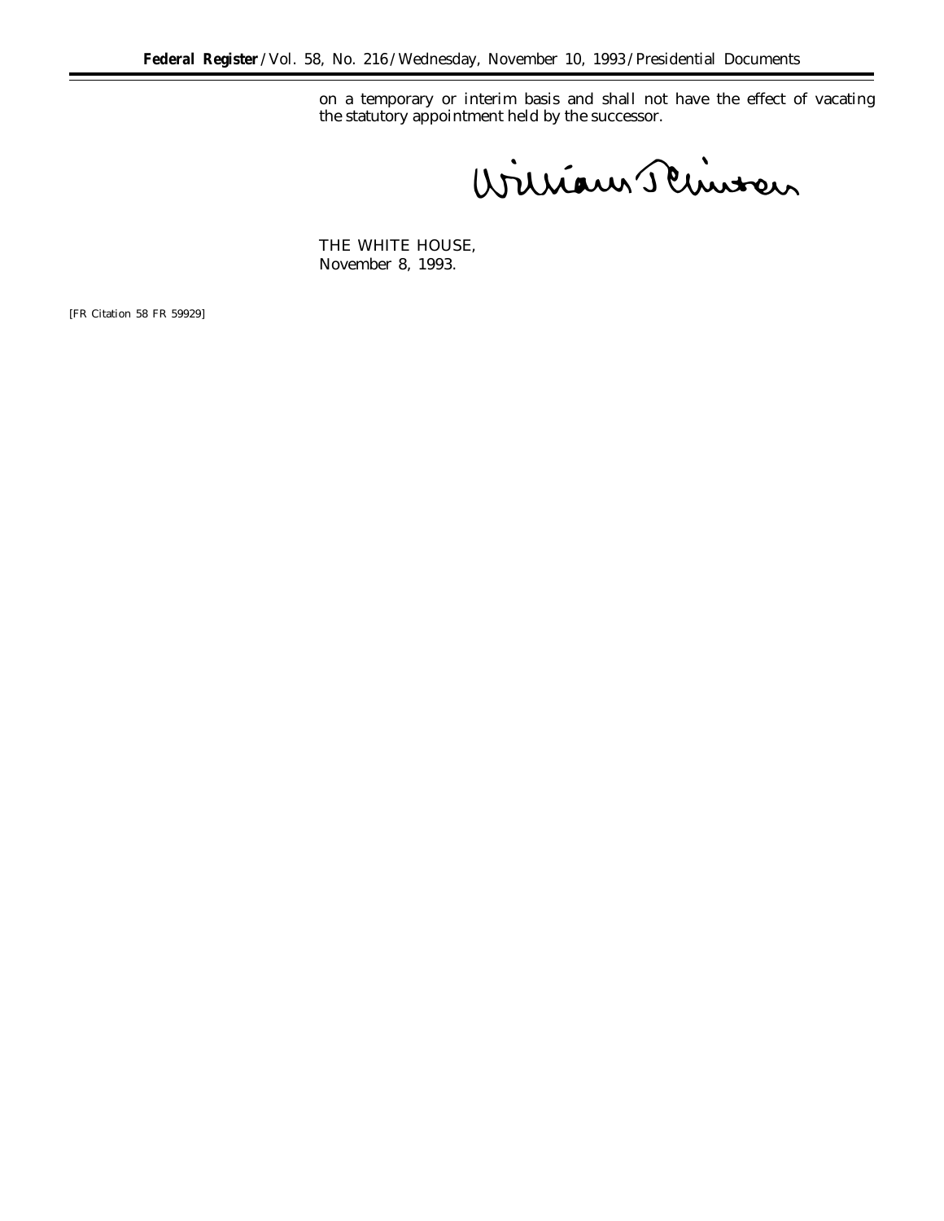on a temporary or interim basis and shall not have the effect of vacating the statutory appointment held by the successor.

William J. Clinton

THE WHITE HOUSE,
November 8, 1993.

[FR Citation 58 FR 59929]